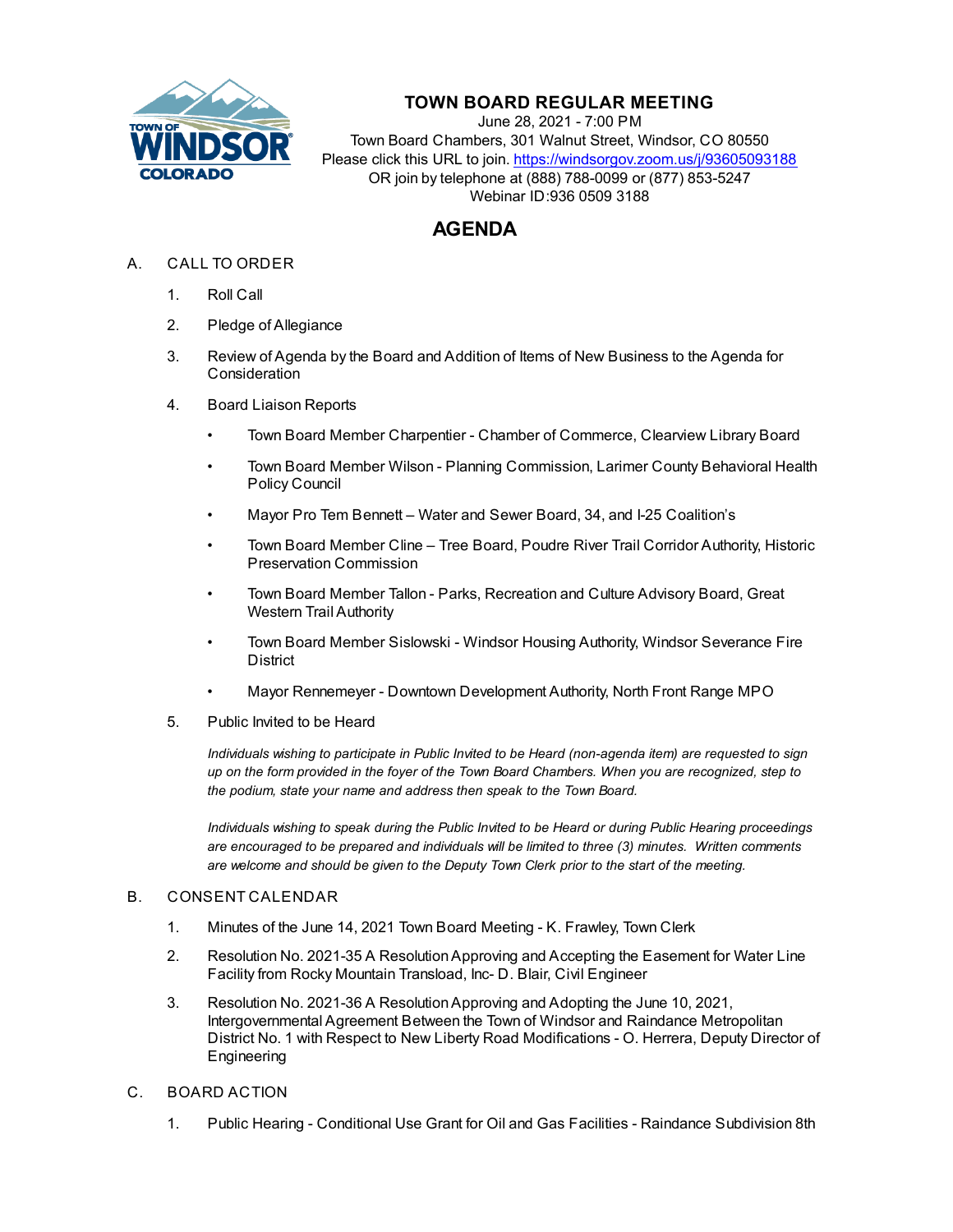# TOWN BOARD REGULAR MEETING

June 28, 2021 - 7:00 PM
Town Board Chambers, 301 Walnut Street, Windsor, CO 80550
Please click this URL to join. https://windsorgov.zoom.us/j/93605093188
OR join by telephone at (888) 788-0099 or (877) 853-5247
Webinar ID:936 0509 3188

## AGENDA

A. CALL TO ORDER

1. Roll Call
2. Pledge of Allegiance
3. Review of Agenda by the Board and Addition of Items of New Business to the Agenda for Consideration
4. Board Liaison Reports
   - Town Board Member Charpentier - Chamber of Commerce, Clearview Library Board
   - Town Board Member Wilson - Planning Commission, Larimer County Behavioral Health Policy Council
   - Mayor Pro Tem Bennett – Water and Sewer Board, 34, and I-25 Coalition's
   - Town Board Member Cline – Tree Board, Poudre River Trail Corridor Authority, Historic Preservation Commission
   - Town Board Member Tallon - Parks, Recreation and Culture Advisory Board, Great Western Trail Authority
   - Town Board Member Sislowski - Windsor Housing Authority, Windsor Severance Fire District
   - Mayor Rennemeyer - Downtown Development Authority, North Front Range MPO
5. Public Invited to be Heard

   *Individuals wishing to participate in Public Invited to be Heard (non-agenda item) are requested to sign up on the form provided in the foyer of the Town Board Chambers. When you are recognized, step to the podium, state your name and address then speak to the Town Board.*

   *Individuals wishing to speak during the Public Invited to be Heard or during Public Hearing proceedings are encouraged to be prepared and individuals will be limited to three (3) minutes. Written comments are welcome and should be given to the Deputy Town Clerk prior to the start of the meeting.*

B. CONSENT CALENDAR

1. Minutes of the June 14, 2021 Town Board Meeting - K. Frawley, Town Clerk
2. Resolution No. 2021-35 A Resolution Approving and Accepting the Easement for Water Line Facility from Rocky Mountain Transload, Inc- D. Blair, Civil Engineer
3. Resolution No. 2021-36 A Resolution Approving and Adopting the June 10, 2021, Intergovernmental Agreement Between the Town of Windsor and Raindance Metropolitan District No. 1 with Respect to New Liberty Road Modifications - O. Herrera, Deputy Director of Engineering

C. BOARD ACTION

1. Public Hearing - Conditional Use Grant for Oil and Gas Facilities - Raindance Subdivision 8th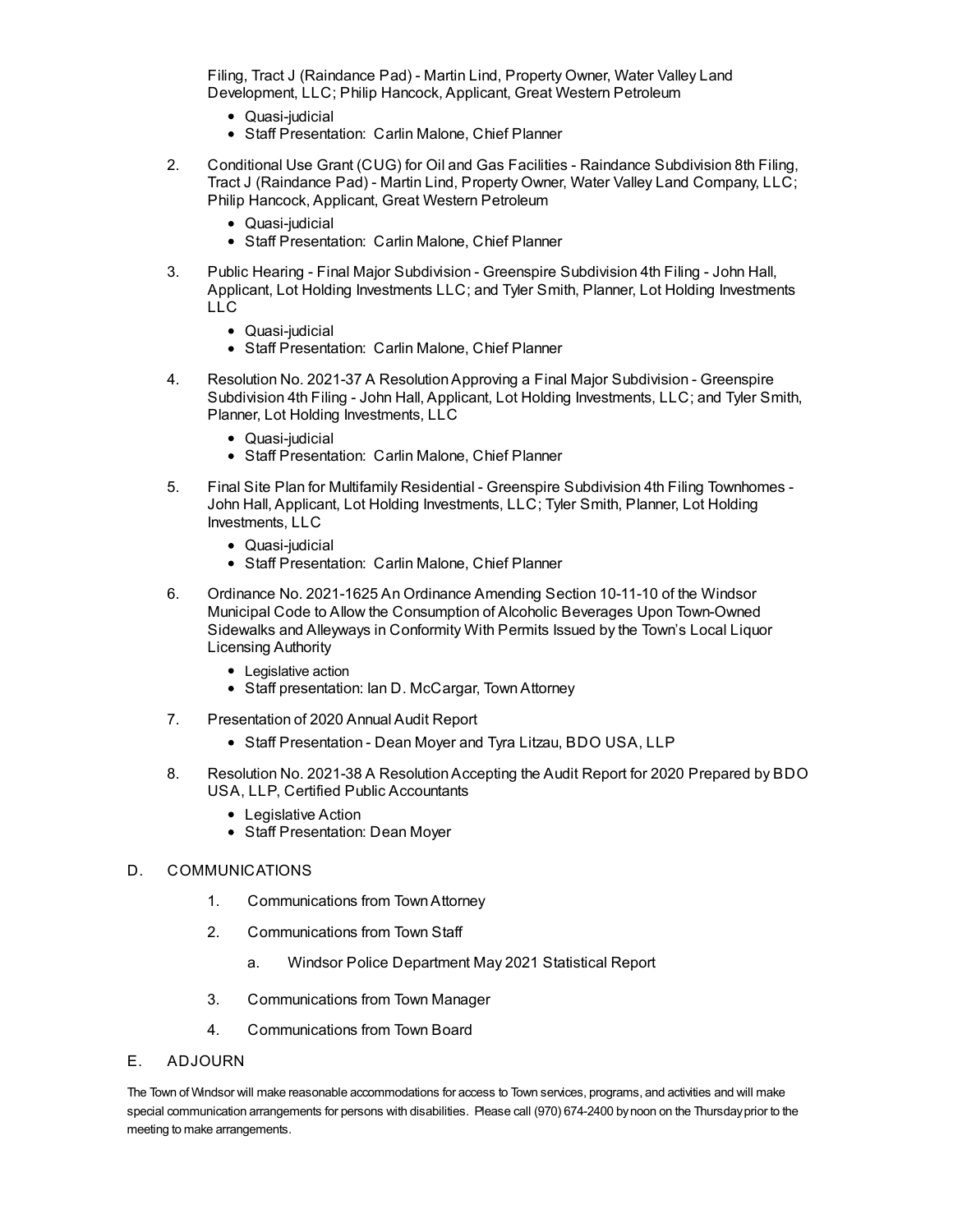Filing, Tract J (Raindance Pad) - Martin Lind, Property Owner, Water Valley Land Development, LLC; Philip Hancock, Applicant, Great Western Petroleum

- Quasi-judicial
- Staff Presentation: Carlin Malone, Chief Planner

2. Conditional Use Grant (CUG) for Oil and Gas Facilities - Raindance Subdivision 8th Filing, Tract J (Raindance Pad) - Martin Lind, Property Owner, Water Valley Land Company, LLC; Philip Hancock, Applicant, Great Western Petroleum
   - Quasi-judicial
   - Staff Presentation: Carlin Malone, Chief Planner
3. Public Hearing - Final Major Subdivision - Greenspire Subdivision 4th Filing - John Hall, Applicant, Lot Holding Investments LLC; and Tyler Smith, Planner, Lot Holding Investments LLC
   - Quasi-judicial
   - Staff Presentation: Carlin Malone, Chief Planner
4. Resolution No. 2021-37 A Resolution Approving a Final Major Subdivision - Greenspire Subdivision 4th Filing - John Hall, Applicant, Lot Holding Investments, LLC; and Tyler Smith, Planner, Lot Holding Investments, LLC
   - Quasi-judicial
   - Staff Presentation: Carlin Malone, Chief Planner
5. Final Site Plan for Multifamily Residential - Greenspire Subdivision 4th Filing Townhomes - John Hall, Applicant, Lot Holding Investments, LLC; Tyler Smith, Planner, Lot Holding Investments, LLC
   - Quasi-judicial
   - Staff Presentation: Carlin Malone, Chief Planner
6. Ordinance No. 2021-1625 An Ordinance Amending Section 10-11-10 of the Windsor Municipal Code to Allow the Consumption of Alcoholic Beverages Upon Town-Owned Sidewalks and Alleyways in Conformity With Permits Issued by the Town's Local Liquor Licensing Authority
   - Legislative action
   - Staff presentation: Ian D. McCargar, Town Attorney
7. Presentation of 2020 Annual Audit Report
   - Staff Presentation - Dean Moyer and Tyra Litzau, BDO USA, LLP
8. Resolution No. 2021-38 A Resolution Accepting the Audit Report for 2020 Prepared by BDO USA, LLP, Certified Public Accountants
   - Legislative Action
   - Staff Presentation: Dean Moyer

## D. COMMUNICATIONS

1. Communications from Town Attorney
2. Communications from Town Staff
   a. Windsor Police Department May 2021 Statistical Report
3. Communications from Town Manager
4. Communications from Town Board

## E. ADJOURN

The Town of Windsor will make reasonable accommodations for access to Town services, programs, and activities and will make special communication arrangements for persons with disabilities. Please call (970) 674-2400 by noon on the Thursday prior to the meeting to make arrangements.